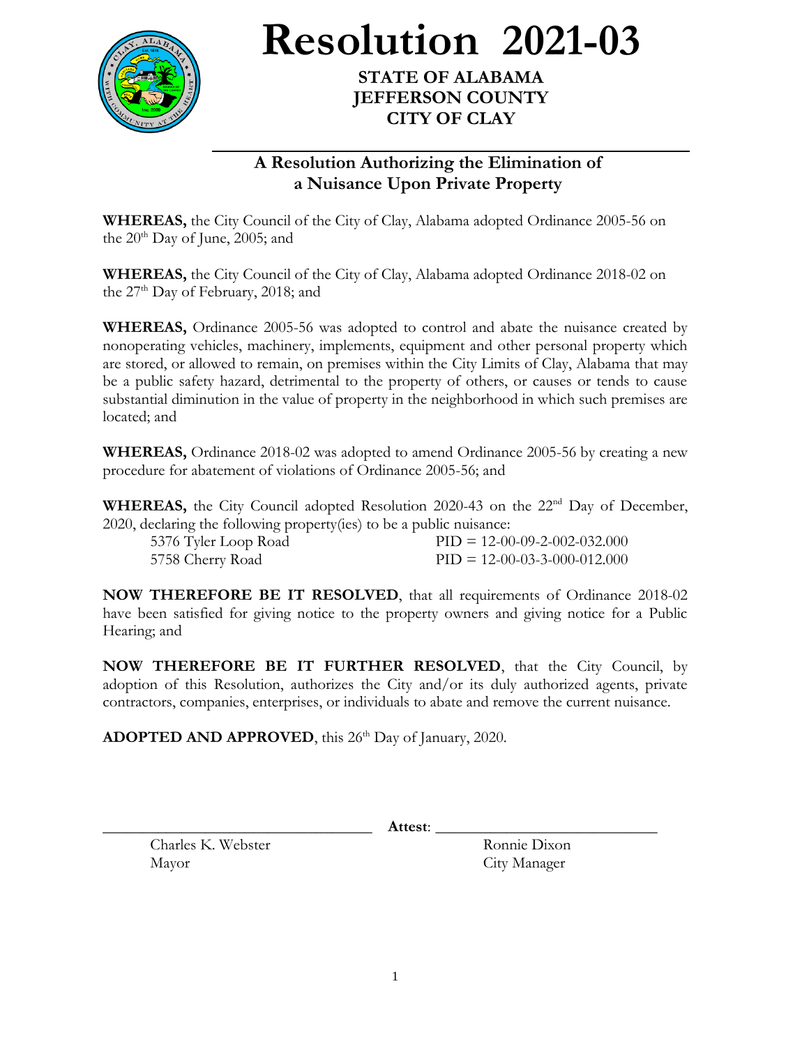# Resolution 2021-03

**STATE OF ALABAMA**
**JEFFERSON COUNTY**
**CITY OF CLAY**

## A Resolution Authorizing the Elimination of a Nuisance Upon Private Property

**WHEREAS,** the City Council of the City of Clay, Alabama adopted Ordinance 2005-56 on the 20th Day of June, 2005; and

**WHEREAS,** the City Council of the City of Clay, Alabama adopted Ordinance 2018-02 on the 27th Day of February, 2018; and

**WHEREAS,** Ordinance 2005-56 was adopted to control and abate the nuisance created by nonoperating vehicles, machinery, implements, equipment and other personal property which are stored, or allowed to remain, on premises within the City Limits of Clay, Alabama that may be a public safety hazard, detrimental to the property of others, or causes or tends to cause substantial diminution in the value of property in the neighborhood in which such premises are located; and

**WHEREAS,** Ordinance 2018-02 was adopted to amend Ordinance 2005-56 by creating a new procedure for abatement of violations of Ordinance 2005-56; and

**WHEREAS,** the City Council adopted Resolution 2020-43 on the 22nd Day of December, 2020, declaring the following property(ies) to be a public nuisance:

| | |
|---|---|
| 5376 Tyler Loop Road | PID = 12-00-09-2-002-032.000 |
| 5758 Cherry Road | PID = 12-00-03-3-000-012.000 |

**NOW THEREFORE BE IT RESOLVED**, that all requirements of Ordinance 2018-02 have been satisfied for giving notice to the property owners and giving notice for a Public Hearing; and

**NOW THEREFORE BE IT FURTHER RESOLVED**, that the City Council, by adoption of this Resolution, authorizes the City and/or its duly authorized agents, private contractors, companies, enterprises, or individuals to abate and remove the current nuisance.

**ADOPTED AND APPROVED**, this 26th Day of January, 2020.

\_\_\_\_\_\_\_\_\_\_\_\_\_\_\_\_\_\_\_\_\_\_\_\_\_\_\_\_\_\_ **Attest**: \_\_\_\_\_\_\_\_\_\_\_\_\_\_\_\_\_\_\_\_\_\_\_\_\_\_\_\_\_\_

Charles K. Webster
Mayor

Ronnie Dixon
City Manager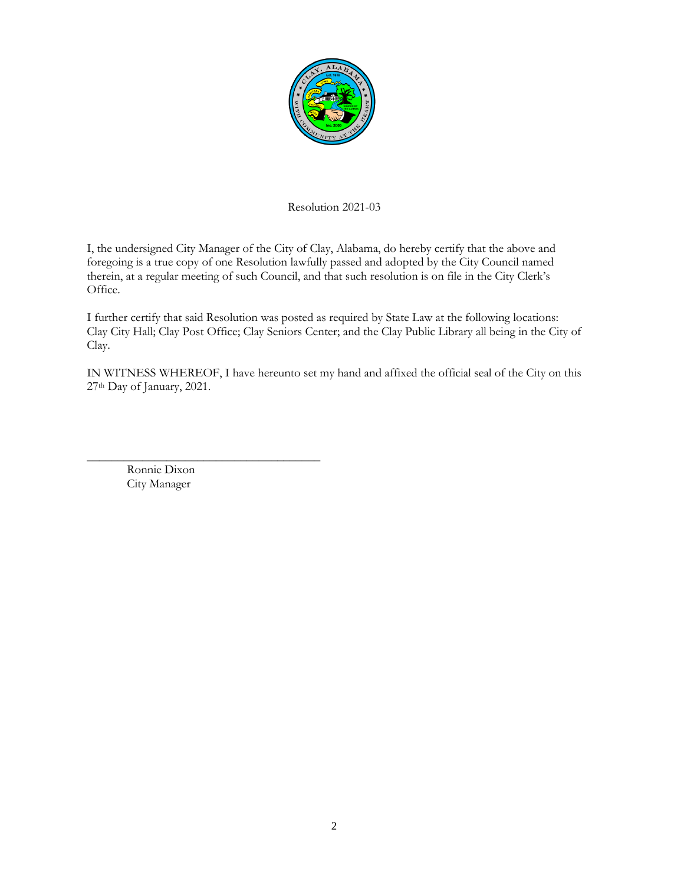Resolution 2021-03

I, the undersigned City Manager of the City of Clay, Alabama, do hereby certify that the above and foregoing is a true copy of one Resolution lawfully passed and adopted by the City Council named therein, at a regular meeting of such Council, and that such resolution is on file in the City Clerk's Office.

I further certify that said Resolution was posted as required by State Law at the following locations: Clay City Hall; Clay Post Office; Clay Seniors Center; and the Clay Public Library all being in the City of Clay.

IN WITNESS WHEREOF, I have hereunto set my hand and affixed the official seal of the City on this 27th Day of January, 2021.

\_\_\_\_\_\_\_\_\_\_\_\_\_\_\_\_\_\_\_\_\_\_\_\_\_\_\_\_\_\_\_\_\_\_\_\_\_\_

Ronnie Dixon
City Manager